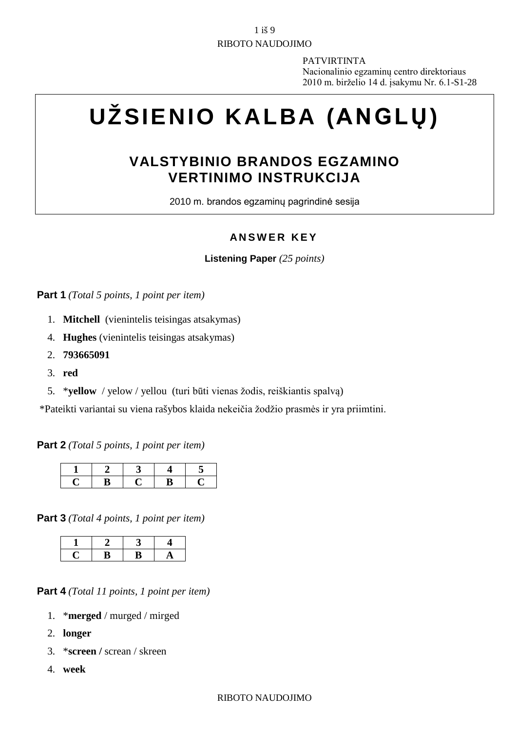RIBOTO NAUDOJIMO

PATVIRTINTA
Nacionalinio egzaminų centro direktoriaus
2010 m. birželio 14 d. įsakymu Nr. 6.1-S1-28

# UŽSIENIO KALBA (ANGLŲ)

## VALSTYBINIO BRANDOS EGZAMINO VERTINIMO INSTRUKCIJA

2010 m. brandos egzaminų pagrindinė sesija

### ANSWER KEY

**Listening Paper** *(25 points)*

**Part 1** *(Total 5 points, 1 point per item)*

1. **Mitchell** (vienintelis teisingas atsakymas)
4. **Hughes** (vienintelis teisingas atsakymas)
2. **793665091**
3. **red**
5. *__yellow__ / yelow / yellou (turi būti vienas žodis, reiškiantis spalvą)

*Pateikti variantai su viena rašybos klaida nekeičia žodžio prasmės ir yra priimtini.

**Part 2** *(Total 5 points, 1 point per item)*

| 1 | 2 | 3 | 4 | 5 |
|---|---|---|---|---|
| C | B | C | B | C |

**Part 3** *(Total 4 points, 1 point per item)*

| 1 | 2 | 3 | 4 |
|---|---|---|---|
| C | B | B | A |

**Part 4** *(Total 11 points, 1 point per item)*

1. *__merged__ / murged / mirged
2. **longer**
3. *__screen /__ screan / skreen
4. **week**

RIBOTO NAUDOJIMO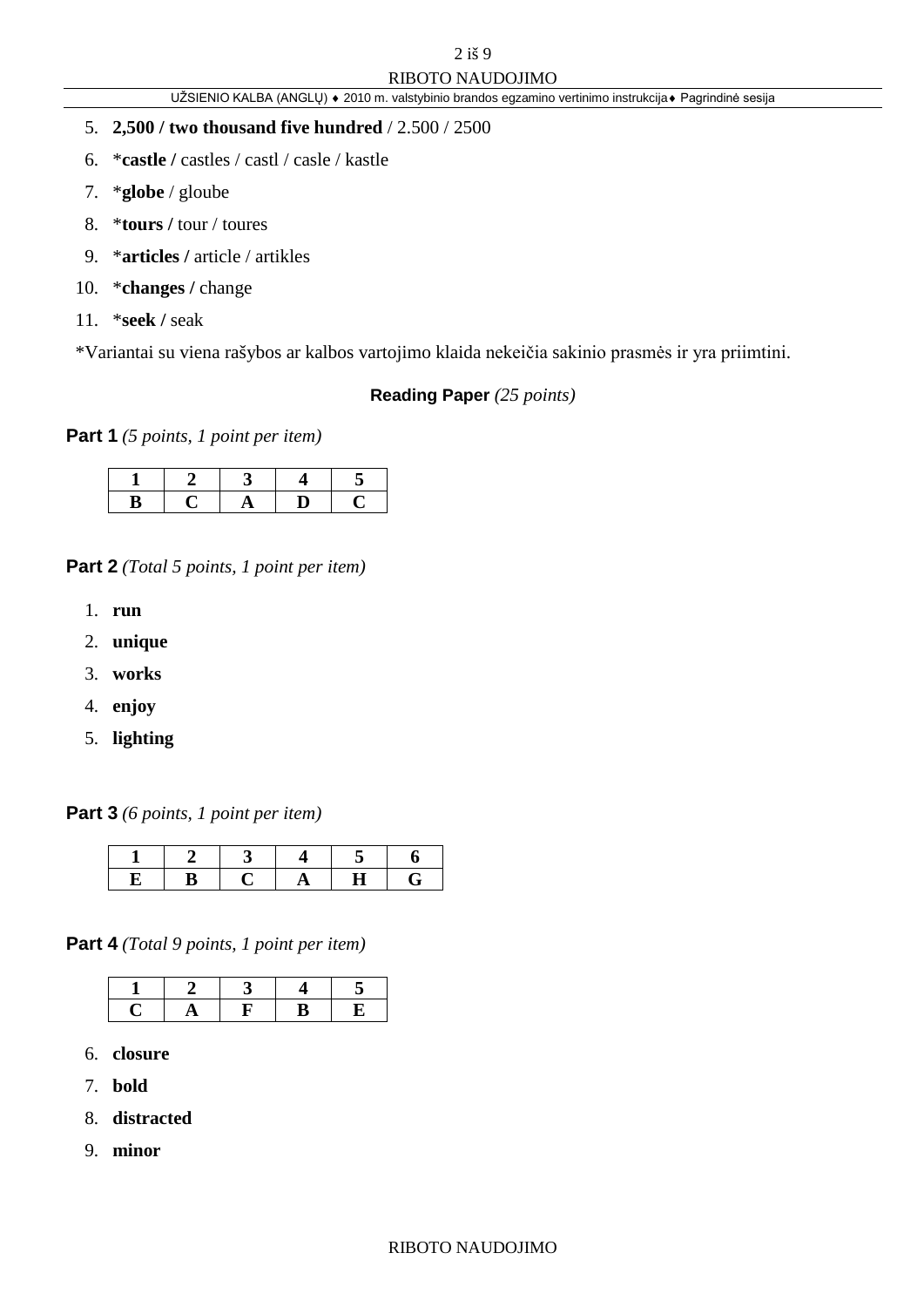5. **2,500 / two thousand five hundred** / 2.500 / 2500
6. ***castle /** castles / castl / casle / kastle
7. ***globe** / gloube
8. ***tours /** tour / toures
9. ***articles /** article / artikles
10. ***changes /** change
11. ***seek /** seak

*Variantai su viena rašybos ar kalbos vartojimo klaida nekeičia sakinio prasmės ir yra priimtini.

## **Reading Paper** *(25 points)*

**Part 1** *(5 points, 1 point per item)*

| 1 | 2 | 3 | 4 | 5 |
|---|---|---|---|---|
| B | C | A | D | C |

**Part 2** *(Total 5 points, 1 point per item)*

1. **run**
2. **unique**
3. **works**
4. **enjoy**
5. **lighting**

**Part 3** *(6 points, 1 point per item)*

| 1 | 2 | 3 | 4 | 5 | 6 |
|---|---|---|---|---|---|
| E | B | C | A | H | G |

**Part 4** *(Total 9 points, 1 point per item)*

| 1 | 2 | 3 | 4 | 5 |
|---|---|---|---|---|
| C | A | F | B | E |

6. **closure**
7. **bold**
8. **distracted**
9. **minor**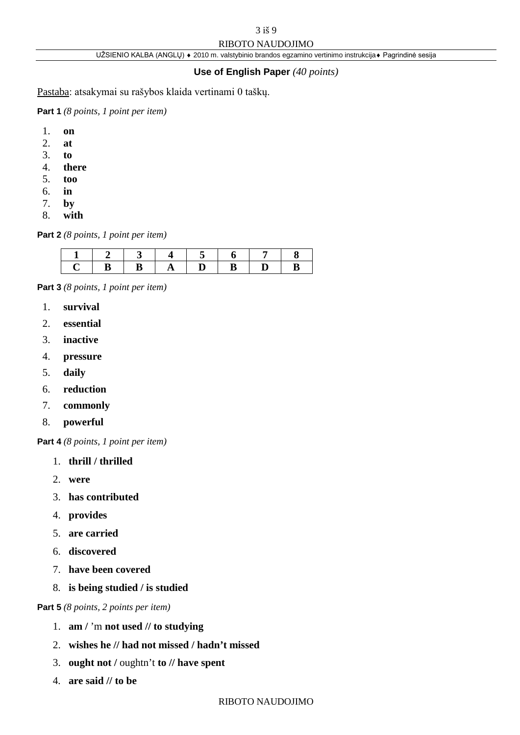## Use of English Paper *(40 points)*

Pastaba: atsakymai su rašybos klaida vertinami 0 taškų.

**Part 1** *(8 points, 1 point per item)*

1. **on**
2. **at**
3. **to**
4. **there**
5. **too**
6. **in**
7. **by**
8. **with**

**Part 2** *(8 points, 1 point per item)*

| 1 | 2 | 3 | 4 | 5 | 6 | 7 | 8 |
|---|---|---|---|---|---|---|---|
| C | B | B | A | D | B | D | B |

**Part 3** *(8 points, 1 point per item)*

1. **survival**
2. **essential**
3. **inactive**
4. **pressure**
5. **daily**
6. **reduction**
7. **commonly**
8. **powerful**

**Part 4** *(8 points, 1 point per item)*

1. **thrill / thrilled**
2. **were**
3. **has contributed**
4. **provides**
5. **are carried**
6. **discovered**
7. **have been covered**
8. **is being studied / is studied**

**Part 5** *(8 points, 2 points per item)*

1. **am /** ’m **not used // to studying**
2. **wishes he // had not missed / hadn’t missed**
3. **ought not /** oughtn’t **to // have spent**
4. **are said // to be**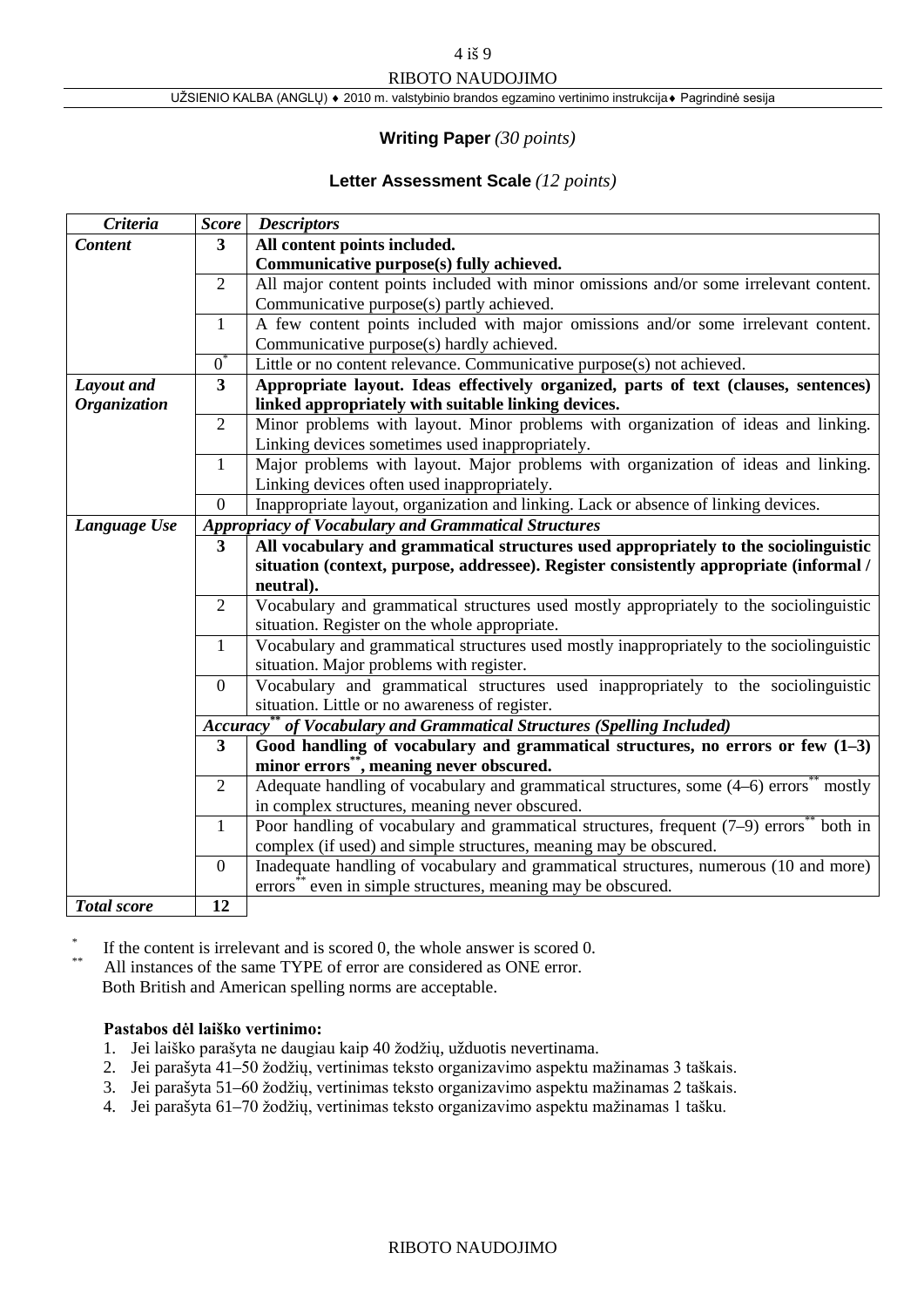## **Writing Paper** *(30 points)*

### **Letter Assessment Scale** *(12 points)*

| *Criteria* | *Score* | *Descriptors* |
|---|---|---|
| ***Content*** | **3** | **All content points included. Communicative purpose(s) fully achieved.** |
| | 2 | All major content points included with minor omissions and/or some irrelevant content. Communicative purpose(s) partly achieved. |
| | 1 | A few content points included with major omissions and/or some irrelevant content. Communicative purpose(s) hardly achieved. |
| | 0* | Little or no content relevance. Communicative purpose(s) not achieved. |
| ***Layout and Organization*** | **3** | **Appropriate layout. Ideas effectively organized, parts of text (clauses, sentences) linked appropriately with suitable linking devices.** |
| | 2 | Minor problems with layout. Minor problems with organization of ideas and linking. Linking devices sometimes used inappropriately. |
| | 1 | Major problems with layout. Major problems with organization of ideas and linking. Linking devices often used inappropriately. |
| | 0 | Inappropriate layout, organization and linking. Lack or absence of linking devices. |
| ***Language Use*** | ***Appropriacy of Vocabulary and Grammatical Structures*** | |
| | **3** | **All vocabulary and grammatical structures used appropriately to the sociolinguistic situation (context, purpose, addressee). Register consistently appropriate (informal / neutral).** |
| | 2 | Vocabulary and grammatical structures used mostly appropriately to the sociolinguistic situation. Register on the whole appropriate. |
| | 1 | Vocabulary and grammatical structures used mostly inappropriately to the sociolinguistic situation. Major problems with register. |
| | 0 | Vocabulary and grammatical structures used inappropriately to the sociolinguistic situation. Little or no awareness of register. |
| | ***Accuracy\*\* of Vocabulary and Grammatical Structures (Spelling Included)*** | |
| | **3** | **Good handling of vocabulary and grammatical structures, no errors or few (1–3) minor errors\*\*, meaning never obscured.** |
| | 2 | Adequate handling of vocabulary and grammatical structures, some (4–6) errors** mostly in complex structures, meaning never obscured. |
| | 1 | Poor handling of vocabulary and grammatical structures, frequent (7–9) errors** both in complex (if used) and simple structures, meaning may be obscured. |
| | 0 | Inadequate handling of vocabulary and grammatical structures, numerous (10 and more) errors** even in simple structures, meaning may be obscured. |
| ***Total score*** | **12** | |

\* If the content is irrelevant and is scored 0, the whole answer is scored 0.

\*\* All instances of the same TYPE of error are considered as ONE error.
Both British and American spelling norms are acceptable.

**Pastabos dėl laiško vertinimo:**

1. Jei laiško parašyta ne daugiau kaip 40 žodžių, užduotis nevertinama.
2. Jei parašyta 41–50 žodžių, vertinimas teksto organizavimo aspektu mažinamas 3 taškais.
3. Jei parašyta 51–60 žodžių, vertinimas teksto organizavimo aspektu mažinamas 2 taškais.
4. Jei parašyta 61–70 žodžių, vertinimas teksto organizavimo aspektu mažinamas 1 tašku.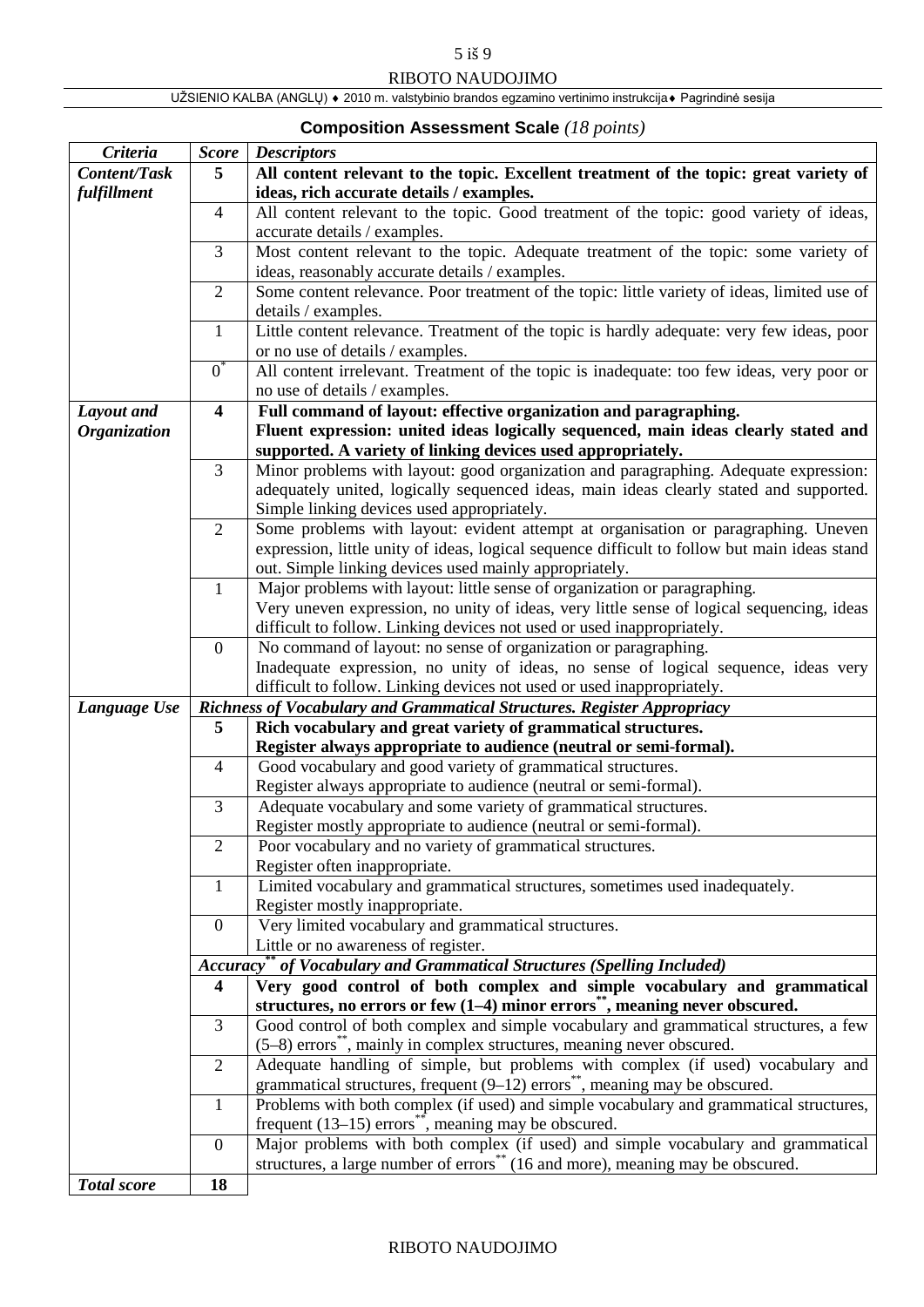## Composition Assessment Scale *(18 points)*

| *Criteria* | *Score* | *Descriptors* |
|---|---|---|
| ***Content/Task fulfillment*** | **5** | **All content relevant to the topic. Excellent treatment of the topic: great variety of ideas, rich accurate details / examples.** |
| | 4 | All content relevant to the topic. Good treatment of the topic: good variety of ideas, accurate details / examples. |
| | 3 | Most content relevant to the topic. Adequate treatment of the topic: some variety of ideas, reasonably accurate details / examples. |
| | 2 | Some content relevance. Poor treatment of the topic: little variety of ideas, limited use of details / examples. |
| | 1 | Little content relevance. Treatment of the topic is hardly adequate: very few ideas, poor or no use of details / examples. |
| | 0* | All content irrelevant. Treatment of the topic is inadequate: too few ideas, very poor or no use of details / examples. |
| ***Layout and Organization*** | **4** | **Full command of layout: effective organization and paragraphing. Fluent expression: united ideas logically sequenced, main ideas clearly stated and supported. A variety of linking devices used appropriately.** |
| | 3 | Minor problems with layout: good organization and paragraphing. Adequate expression: adequately united, logically sequenced ideas, main ideas clearly stated and supported. Simple linking devices used appropriately. |
| | 2 | Some problems with layout: evident attempt at organisation or paragraphing. Uneven expression, little unity of ideas, logical sequence difficult to follow but main ideas stand out. Simple linking devices used mainly appropriately. |
| | 1 | Major problems with layout: little sense of organization or paragraphing. Very uneven expression, no unity of ideas, very little sense of logical sequencing, ideas difficult to follow. Linking devices not used or used inappropriately. |
| | 0 | No command of layout: no sense of organization or paragraphing. Inadequate expression, no unity of ideas, no sense of logical sequence, ideas very difficult to follow. Linking devices not used or used inappropriately. |
| ***Language Use*** | ***Richness of Vocabulary and Grammatical Structures. Register Appropriacy*** | |
| | **5** | **Rich vocabulary and great variety of grammatical structures. Register always appropriate to audience (neutral or semi-formal).** |
| | 4 | Good vocabulary and good variety of grammatical structures. Register always appropriate to audience (neutral or semi-formal). |
| | 3 | Adequate vocabulary and some variety of grammatical structures. Register mostly appropriate to audience (neutral or semi-formal). |
| | 2 | Poor vocabulary and no variety of grammatical structures. Register often inappropriate. |
| | 1 | Limited vocabulary and grammatical structures, sometimes used inadequately. Register mostly inappropriate. |
| | 0 | Very limited vocabulary and grammatical structures. Little or no awareness of register. |
| | ***Accuracy\*\* of Vocabulary and Grammatical Structures (Spelling Included)*** | |
| | **4** | **Very good control of both complex and simple vocabulary and grammatical structures, no errors or few (1–4) minor errors\*\*, meaning never obscured.** |
| | 3 | Good control of both complex and simple vocabulary and grammatical structures, a few (5–8) errors\*\*, mainly in complex structures, meaning never obscured. |
| | 2 | Adequate handling of simple, but problems with complex (if used) vocabulary and grammatical structures, frequent (9–12) errors\*\*, meaning may be obscured. |
| | 1 | Problems with both complex (if used) and simple vocabulary and grammatical structures, frequent (13–15) errors\*\*, meaning may be obscured. |
| | 0 | Major problems with both complex (if used) and simple vocabulary and grammatical structures, a large number of errors\*\* (16 and more), meaning may be obscured. |
| ***Total score*** | **18** | |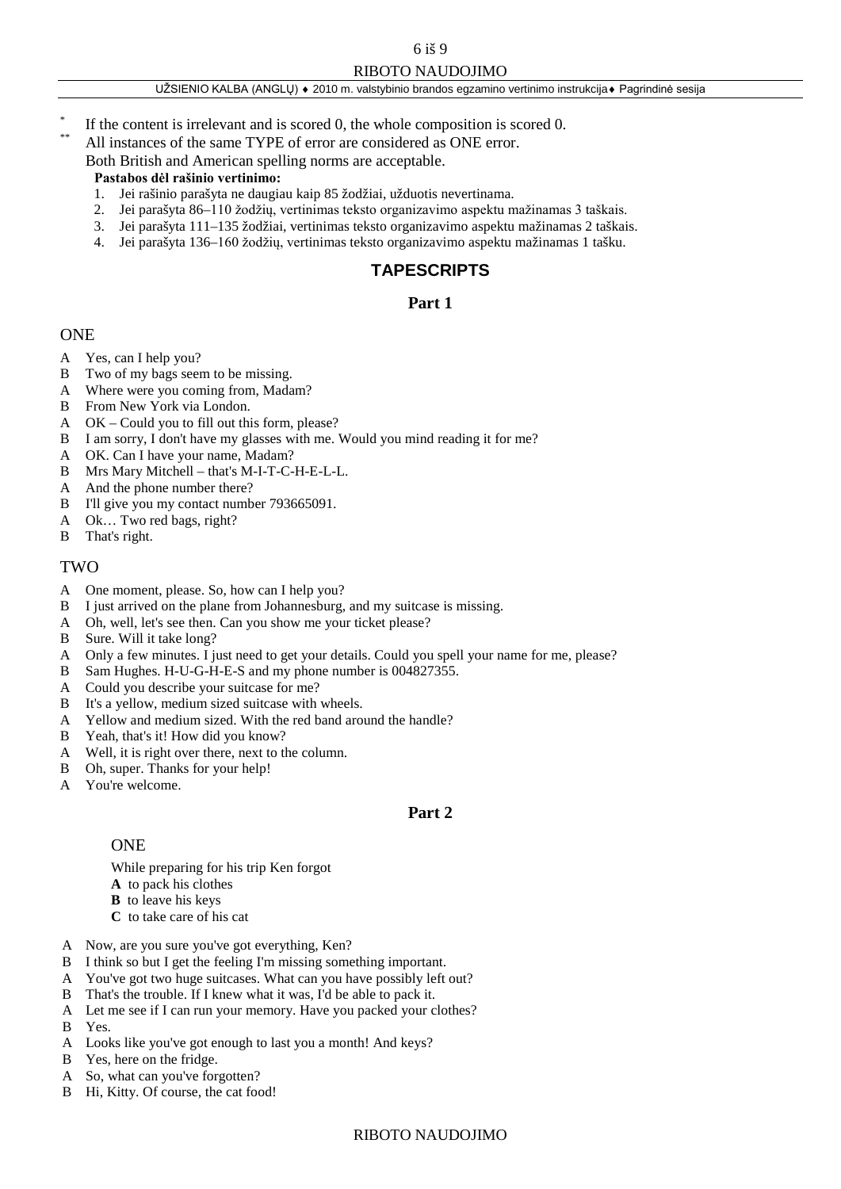[*] If the content is irrelevant and is scored 0, the whole composition is scored 0.

[**] All instances of the same TYPE of error are considered as ONE error.

Both British and American spelling norms are acceptable.

**Pastabos dėl rašinio vertinimo:**

1. Jei rašinio parašyta ne daugiau kaip 85 žodžiai, užduotis nevertinama.
2. Jei parašyta 86–110 žodžių, vertinimas teksto organizavimo aspektu mažinamas 3 taškais.
3. Jei parašyta 111–135 žodžiai, vertinimas teksto organizavimo aspektu mažinamas 2 taškais.
4. Jei parašyta 136–160 žodžių, vertinimas teksto organizavimo aspektu mažinamas 1 tašku.

## TAPESCRIPTS

### Part 1

ONE

A Yes, can I help you?
B Two of my bags seem to be missing.
A Where were you coming from, Madam?
B From New York via London.
A OK – Could you to fill out this form, please?
B I am sorry, I don't have my glasses with me. Would you mind reading it for me?
A OK. Can I have your name, Madam?
B Mrs Mary Mitchell – that's M-I-T-C-H-E-L-L.
A And the phone number there?
B I'll give you my contact number 793665091.
A Ok… Two red bags, right?
B That's right.

TWO

A One moment, please. So, how can I help you?
B I just arrived on the plane from Johannesburg, and my suitcase is missing.
A Oh, well, let's see then. Can you show me your ticket please?
B Sure. Will it take long?
A Only a few minutes. I just need to get your details. Could you spell your name for me, please?
B Sam Hughes. H-U-G-H-E-S and my phone number is 004827355.
A Could you describe your suitcase for me?
B It's a yellow, medium sized suitcase with wheels.
A Yellow and medium sized. With the red band around the handle?
B Yeah, that's it! How did you know?
A Well, it is right over there, next to the column.
B Oh, super. Thanks for your help!
A You're welcome.

### Part 2

ONE

While preparing for his trip Ken forgot
**A** to pack his clothes
**B** to leave his keys
**C** to take care of his cat

A Now, are you sure you've got everything, Ken?
B I think so but I get the feeling I'm missing something important.
A You've got two huge suitcases. What can you have possibly left out?
B That's the trouble. If I knew what it was, I'd be able to pack it.
A Let me see if I can run your memory. Have you packed your clothes?
B Yes.
A Looks like you've got enough to last you a month! And keys?
B Yes, here on the fridge.
A So, what can you've forgotten?
B Hi, Kitty. Of course, the cat food!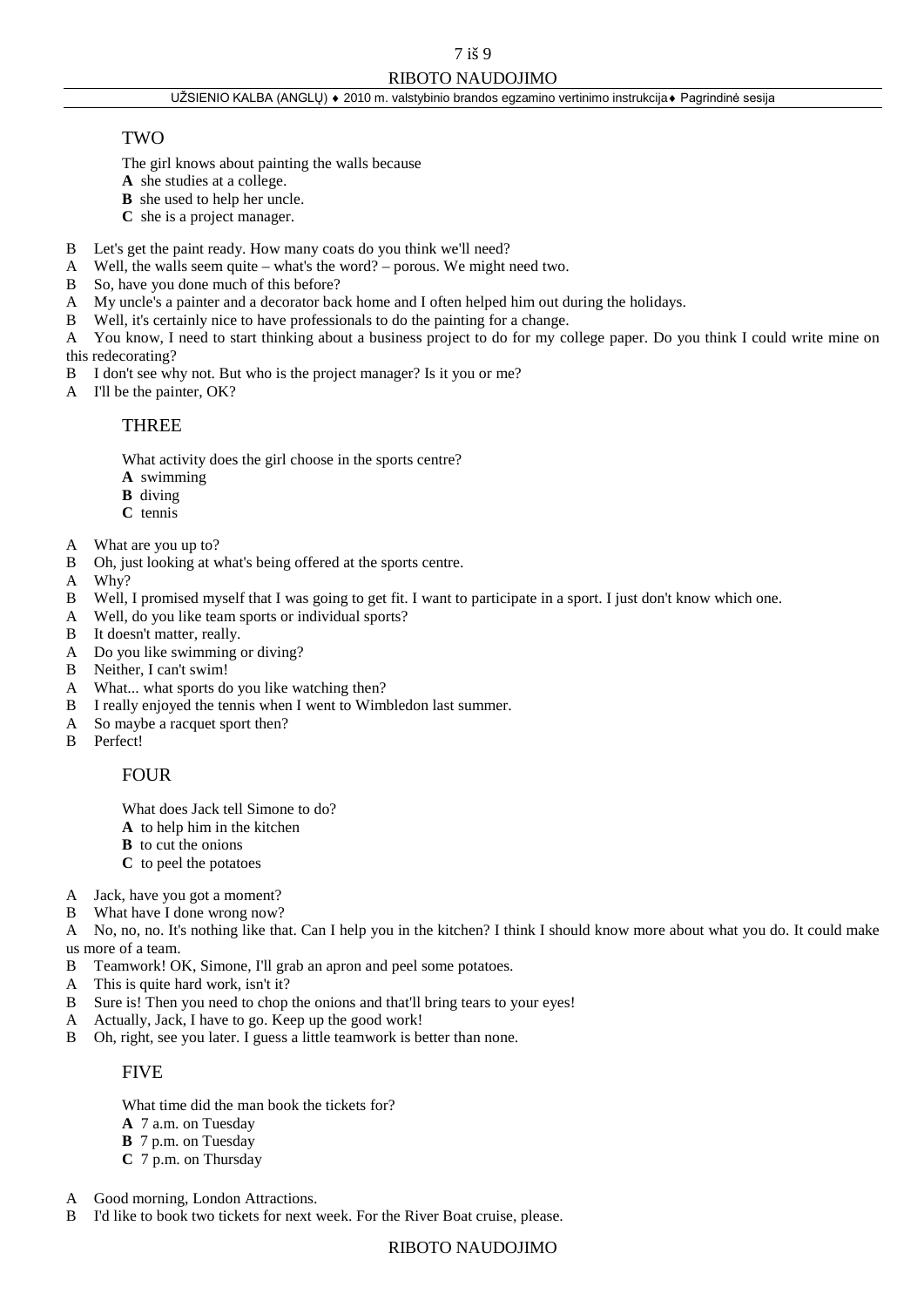TWO

The girl knows about painting the walls because

**A** she studies at a college.
**B** she used to help her uncle.
**C** she is a project manager.

B Let's get the paint ready. How many coats do you think we'll need?
A Well, the walls seem quite – what's the word? – porous. We might need two.
B So, have you done much of this before?
A My uncle's a painter and a decorator back home and I often helped him out during the holidays.
B Well, it's certainly nice to have professionals to do the painting for a change.
A You know, I need to start thinking about a business project to do for my college paper. Do you think I could write mine on this redecorating?
B I don't see why not. But who is the project manager? Is it you or me?
A I'll be the painter, OK?

THREE

What activity does the girl choose in the sports centre?

**A** swimming
**B** diving
**C** tennis

A What are you up to?
B Oh, just looking at what's being offered at the sports centre.
A Why?
B Well, I promised myself that I was going to get fit. I want to participate in a sport. I just don't know which one.
A Well, do you like team sports or individual sports?
B It doesn't matter, really.
A Do you like swimming or diving?
B Neither, I can't swim!
A What... what sports do you like watching then?
B I really enjoyed the tennis when I went to Wimbledon last summer.
A So maybe a racquet sport then?
B Perfect!

FOUR

What does Jack tell Simone to do?

**A** to help him in the kitchen
**B** to cut the onions
**C** to peel the potatoes

A Jack, have you got a moment?
B What have I done wrong now?
A No, no, no. It's nothing like that. Can I help you in the kitchen? I think I should know more about what you do. It could make us more of a team.
B Teamwork! OK, Simone, I'll grab an apron and peel some potatoes.
A This is quite hard work, isn't it?
B Sure is! Then you need to chop the onions and that'll bring tears to your eyes!
A Actually, Jack, I have to go. Keep up the good work!
B Oh, right, see you later. I guess a little teamwork is better than none.

FIVE

What time did the man book the tickets for?

**A** 7 a.m. on Tuesday
**B** 7 p.m. on Tuesday
**C** 7 p.m. on Thursday

A Good morning, London Attractions.
B I'd like to book two tickets for next week. For the River Boat cruise, please.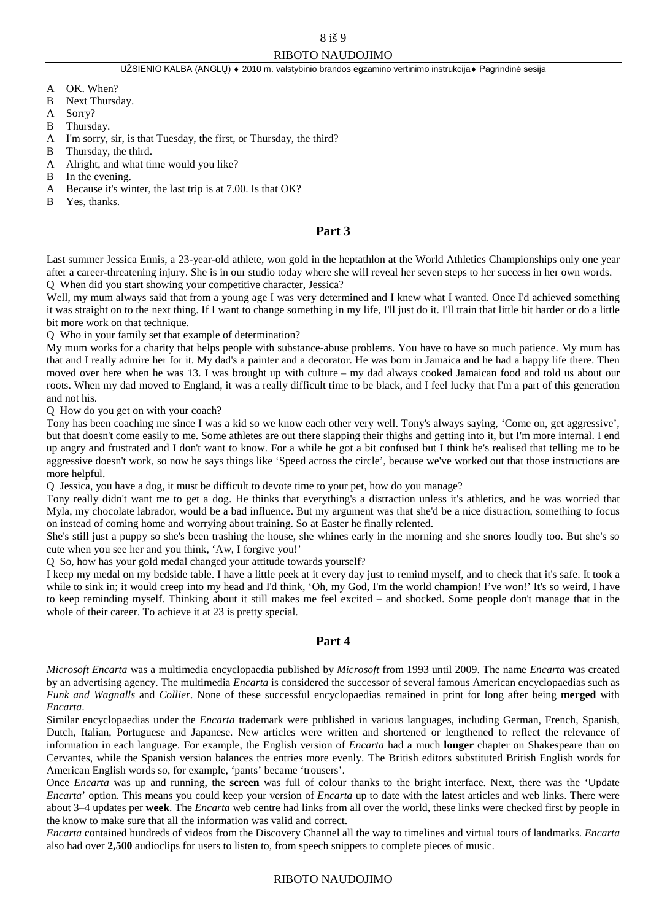A OK. When?
B Next Thursday.
A Sorry?
B Thursday.
A I'm sorry, sir, is that Tuesday, the first, or Thursday, the third?
B Thursday, the third.
A Alright, and what time would you like?
B In the evening.
A Because it's winter, the last trip is at 7.00. Is that OK?
B Yes, thanks.

## Part 3

Last summer Jessica Ennis, a 23-year-old athlete, won gold in the heptathlon at the World Athletics Championships only one year after a career-threatening injury. She is in our studio today where she will reveal her seven steps to her success in her own words.
Q When did you start showing your competitive character, Jessica?

Well, my mum always said that from a young age I was very determined and I knew what I wanted. Once I'd achieved something it was straight on to the next thing. If I want to change something in my life, I'll just do it. I'll train that little bit harder or do a little bit more work on that technique.

Q Who in your family set that example of determination?

My mum works for a charity that helps people with substance-abuse problems. You have to have so much patience. My mum has that and I really admire her for it. My dad's a painter and a decorator. He was born in Jamaica and he had a happy life there. Then moved over here when he was 13. I was brought up with culture – my dad always cooked Jamaican food and told us about our roots. When my dad moved to England, it was a really difficult time to be black, and I feel lucky that I'm a part of this generation and not his.

Q How do you get on with your coach?

Tony has been coaching me since I was a kid so we know each other very well. Tony's always saying, 'Come on, get aggressive', but that doesn't come easily to me. Some athletes are out there slapping their thighs and getting into it, but I'm more internal. I end up angry and frustrated and I don't want to know. For a while he got a bit confused but I think he's realised that telling me to be aggressive doesn't work, so now he says things like 'Speed across the circle', because we've worked out that those instructions are more helpful.

Q Jessica, you have a dog, it must be difficult to devote time to your pet, how do you manage?

Tony really didn't want me to get a dog. He thinks that everything's a distraction unless it's athletics, and he was worried that Myla, my chocolate labrador, would be a bad influence. But my argument was that she'd be a nice distraction, something to focus on instead of coming home and worrying about training. So at Easter he finally relented.

She's still just a puppy so she's been trashing the house, she whines early in the morning and she snores loudly too. But she's so cute when you see her and you think, 'Aw, I forgive you!'

Q So, how has your gold medal changed your attitude towards yourself?

I keep my medal on my bedside table. I have a little peek at it every day just to remind myself, and to check that it's safe. It took a while to sink in; it would creep into my head and I'd think, 'Oh, my God, I'm the world champion! I've won!' It's so weird, I have to keep reminding myself. Thinking about it still makes me feel excited – and shocked. Some people don't manage that in the whole of their career. To achieve it at 23 is pretty special.

## Part 4

*Microsoft Encarta* was a multimedia encyclopaedia published by *Microsoft* from 1993 until 2009. The name *Encarta* was created by an advertising agency. The multimedia *Encarta* is considered the successor of several famous American encyclopaedias such as *Funk and Wagnalls* and *Collier*. None of these successful encyclopaedias remained in print for long after being **merged** with *Encarta*.

Similar encyclopaedias under the *Encarta* trademark were published in various languages, including German, French, Spanish, Dutch, Italian, Portuguese and Japanese. New articles were written and shortened or lengthened to reflect the relevance of information in each language. For example, the English version of *Encarta* had a much **longer** chapter on Shakespeare than on Cervantes, while the Spanish version balances the entries more evenly. The British editors substituted British English words for American English words so, for example, 'pants' became 'trousers'.

Once *Encarta* was up and running, the **screen** was full of colour thanks to the bright interface. Next, there was the 'Update *Encarta*' option. This means you could keep your version of *Encarta* up to date with the latest articles and web links. There were about 3–4 updates per **week**. The *Encarta* web centre had links from all over the world, these links were checked first by people in the know to make sure that all the information was valid and correct.

*Encarta* contained hundreds of videos from the Discovery Channel all the way to timelines and virtual tours of landmarks. *Encarta* also had over **2,500** audioclips for users to listen to, from speech snippets to complete pieces of music.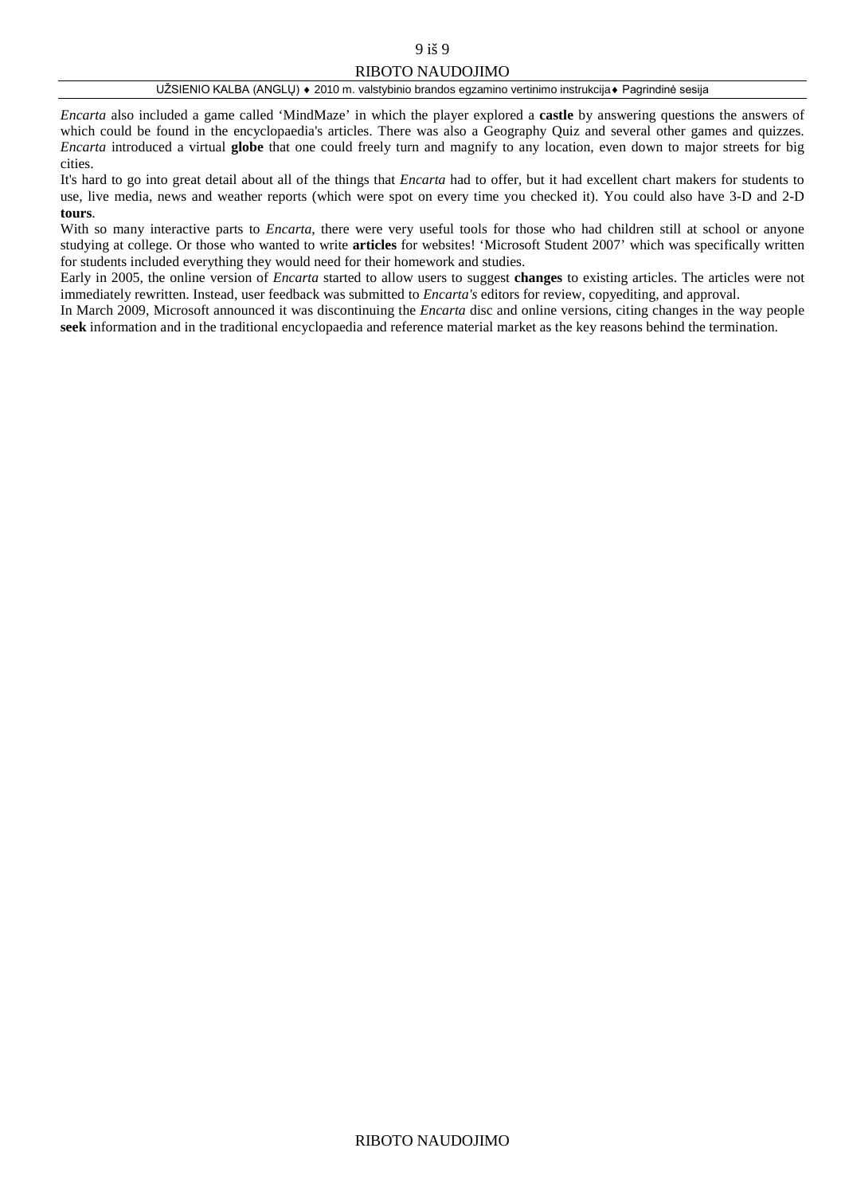*Encarta* also included a game called 'MindMaze' in which the player explored a **castle** by answering questions the answers of which could be found in the encyclopaedia's articles. There was also a Geography Quiz and several other games and quizzes. *Encarta* introduced a virtual **globe** that one could freely turn and magnify to any location, even down to major streets for big cities.

It's hard to go into great detail about all of the things that *Encarta* had to offer, but it had excellent chart makers for students to use, live media, news and weather reports (which were spot on every time you checked it). You could also have 3-D and 2-D **tours**.

With so many interactive parts to *Encarta*, there were very useful tools for those who had children still at school or anyone studying at college. Or those who wanted to write **articles** for websites! 'Microsoft Student 2007' which was specifically written for students included everything they would need for their homework and studies.

Early in 2005, the online version of *Encarta* started to allow users to suggest **changes** to existing articles. The articles were not immediately rewritten. Instead, user feedback was submitted to *Encarta's* editors for review, copyediting, and approval.

In March 2009, Microsoft announced it was discontinuing the *Encarta* disc and online versions, citing changes in the way people **seek** information and in the traditional encyclopaedia and reference material market as the key reasons behind the termination.